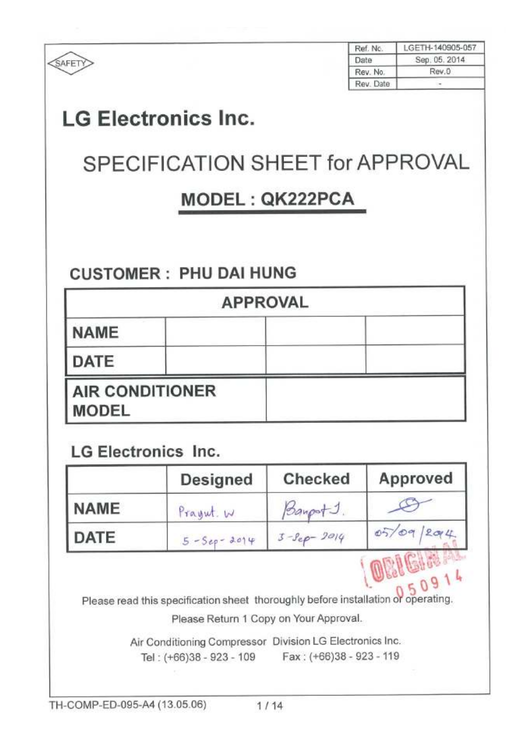SAFETY

| Ref. No. | LGETH-140905-057 |
| --- | --- |
| Date | Sep. 05. 2014 |
| Rev. No. | Rev.0 |
| Rev. Date | - |

# LG Electronics Inc.

# SPECIFICATION SHEET for APPROVAL

## MODEL : QK222PCA

### CUSTOMER : PHU DAI HUNG

| APPROVAL | | | |
| --- | --- | --- | --- |
| NAME | | | |
| DATE | | | |

| AIR CONDITIONER MODEL | |
| --- | --- |

### LG Electronics Inc.

| | Designed | Checked | Approved |
| --- | --- | --- | --- |
| NAME | Prayut. W | Banpot J. | (signature) |
| DATE | 5-Sep-2014 | 3-Sep-2014 | 05/09/2014 |

ORIGINAL 050914

Please read this specification sheet thoroughly before installation or operating.

Please Return 1 Copy on Your Approval.

Air Conditioning Compressor Division LG Electronics Inc.

Tel : (+66)38 - 923 - 109 Fax : (+66)38 - 923 - 119

TH-COMP-ED-095-A4 (13.05.06)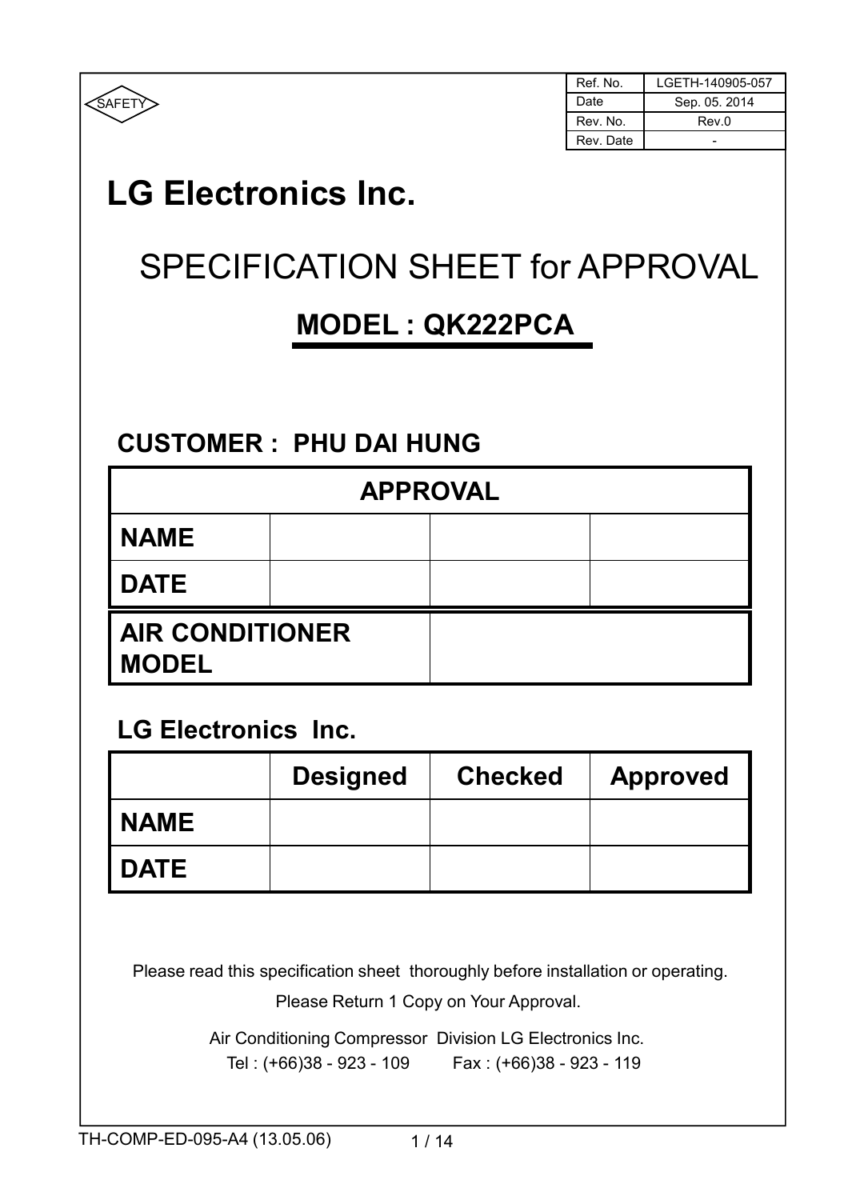SAFETY

| Ref. No. | LGETH-140905-057 |
| --- | --- |
| Date | Sep. 05. 2014 |
| Rev. No. | Rev.0 |
| Rev. Date | - |

# LG Electronics Inc.

# SPECIFICATION SHEET for APPROVAL

## MODEL : QK222PCA

### CUSTOMER : PHU DAI HUNG

| APPROVAL | | | |
| --- | --- | --- | --- |
| **NAME** | | | |
| **DATE** | | | |
| **AIR CONDITIONER MODEL** | | | |

### LG Electronics Inc.

| | Designed | Checked | Approved |
| --- | --- | --- | --- |
| **NAME** | | | |
| **DATE** | | | |

Please read this specification sheet thoroughly before installation or operating.

Please Return 1 Copy on Your Approval.

Air Conditioning Compressor Division LG Electronics Inc.

Tel : (+66)38 - 923 - 109 Fax : (+66)38 - 923 - 119

TH-COMP-ED-095-A4 (13.05.06)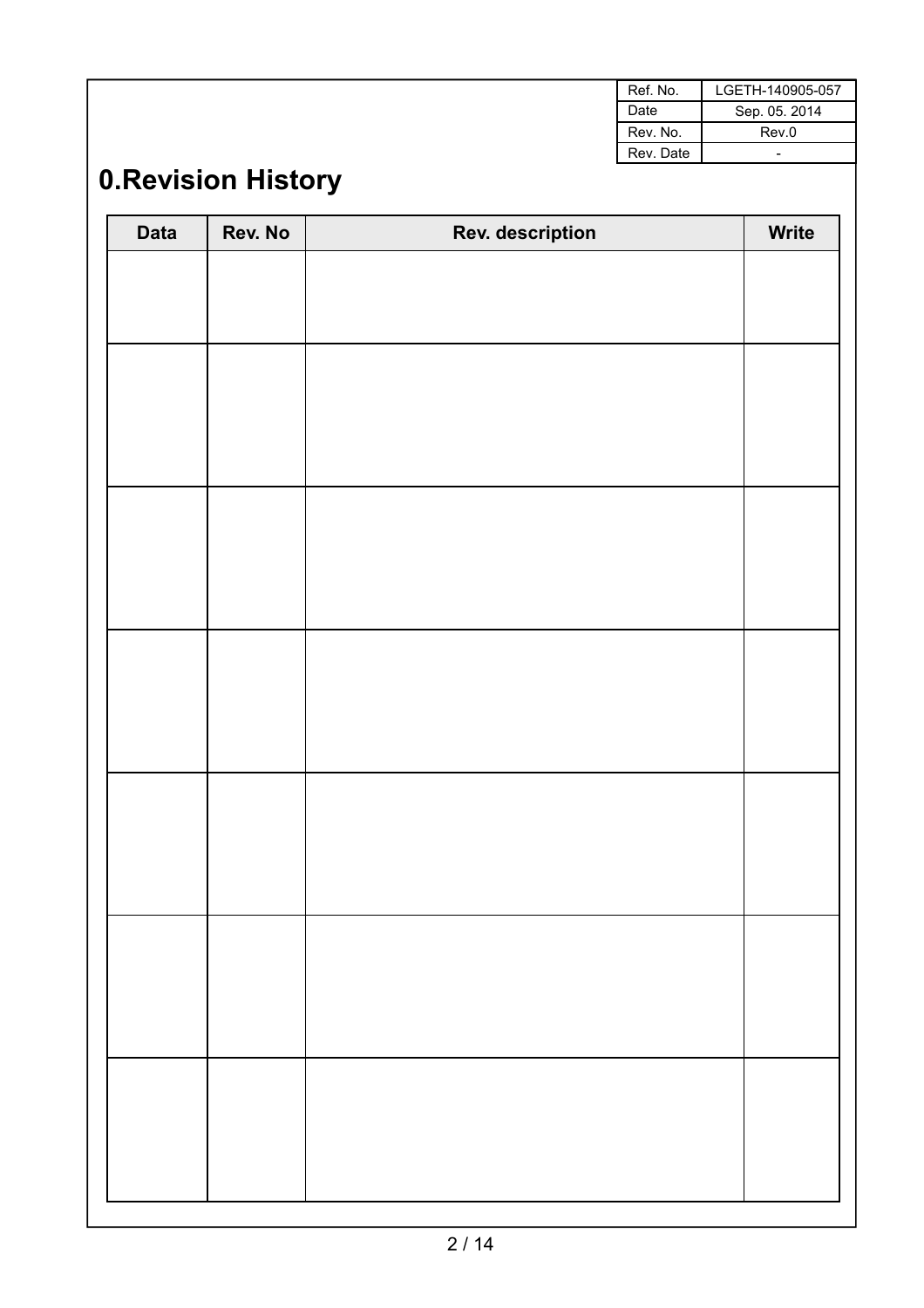| Ref. No. | LGETH-140905-057 |
| --- | --- |
| Date | Sep. 05. 2014 |
| Rev. No. | Rev.0 |
| Rev. Date | - |

# 0.Revision History

| Data | Rev. No | Rev. description | Write |
| --- | --- | --- | --- |
| | | | |
| | | | |
| | | | |
| | | | |
| | | | |
| | | | |
| | | | |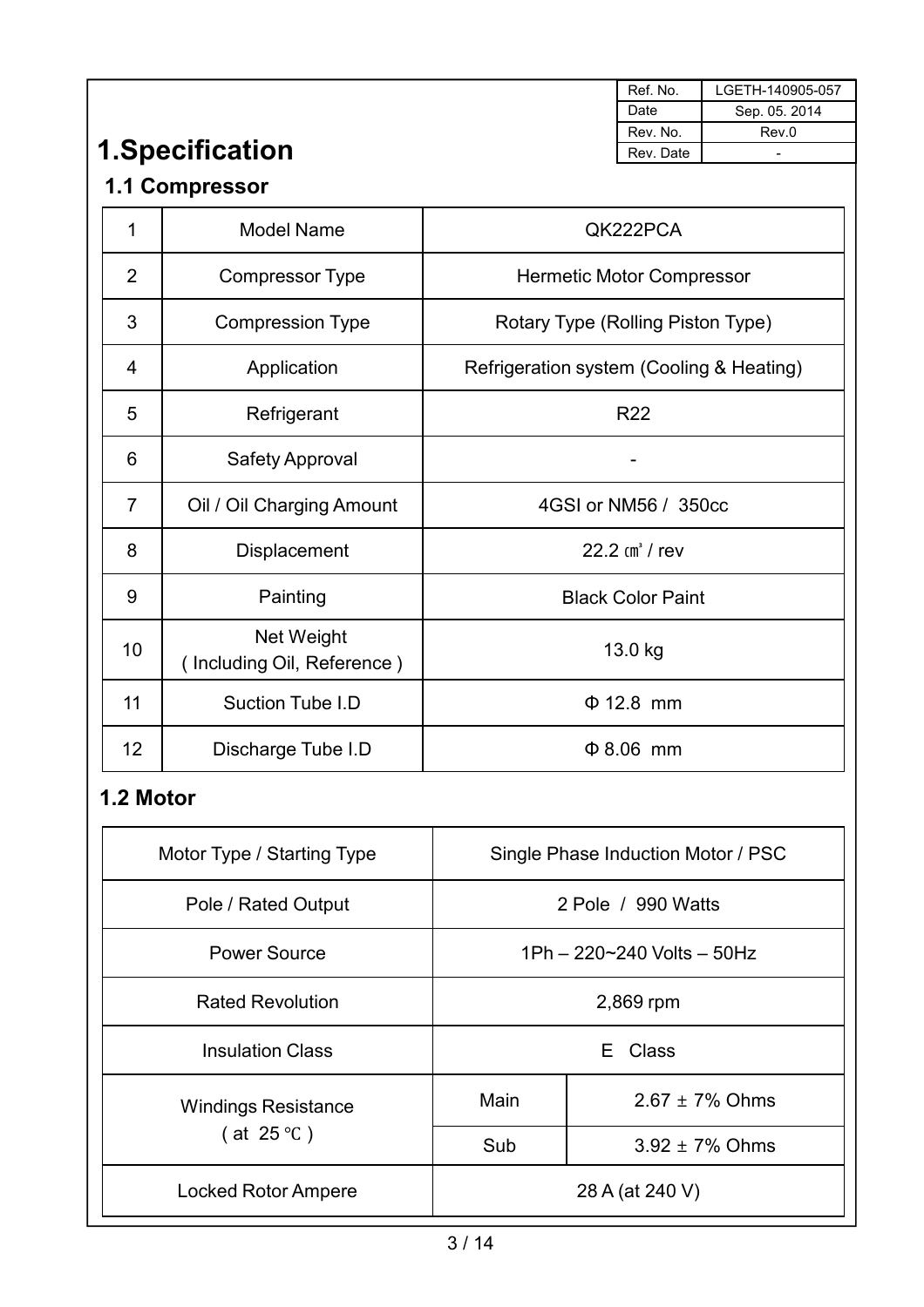| Ref. No. | LGETH-140905-057 |
|---|---|
| Date | Sep. 05. 2014 |
| Rev. No. | Rev.0 |
| Rev. Date | - |

# 1.Specification

## 1.1 Compressor

| | | |
|---|---|---|
| 1 | Model Name | QK222PCA |
| 2 | Compressor Type | Hermetic Motor Compressor |
| 3 | Compression Type | Rotary Type (Rolling Piston Type) |
| 4 | Application | Refrigeration system (Cooling & Heating) |
| 5 | Refrigerant | R22 |
| 6 | Safety Approval | - |
| 7 | Oil / Oil Charging Amount | 4GSI or NM56 / 350cc |
| 8 | Displacement | 22.2 ㎤ / rev |
| 9 | Painting | Black Color Paint |
| 10 | Net Weight ( Including Oil, Reference ) | 13.0 kg |
| 11 | Suction Tube I.D | Φ 12.8 mm |
| 12 | Discharge Tube I.D | Φ 8.06 mm |

## 1.2 Motor

| | | |
|---|---|---|
| Motor Type / Starting Type | Single Phase Induction Motor / PSC | |
| Pole / Rated Output | 2 Pole / 990 Watts | |
| Power Source | 1Ph – 220~240 Volts – 50Hz | |
| Rated Revolution | 2,869 rpm | |
| Insulation Class | E Class | |
| Windings Resistance ( at 25 ℃ ) | Main | 2.67 ± 7% Ohms |
| | Sub | 3.92 ± 7% Ohms |
| Locked Rotor Ampere | 28 A (at 240 V) | |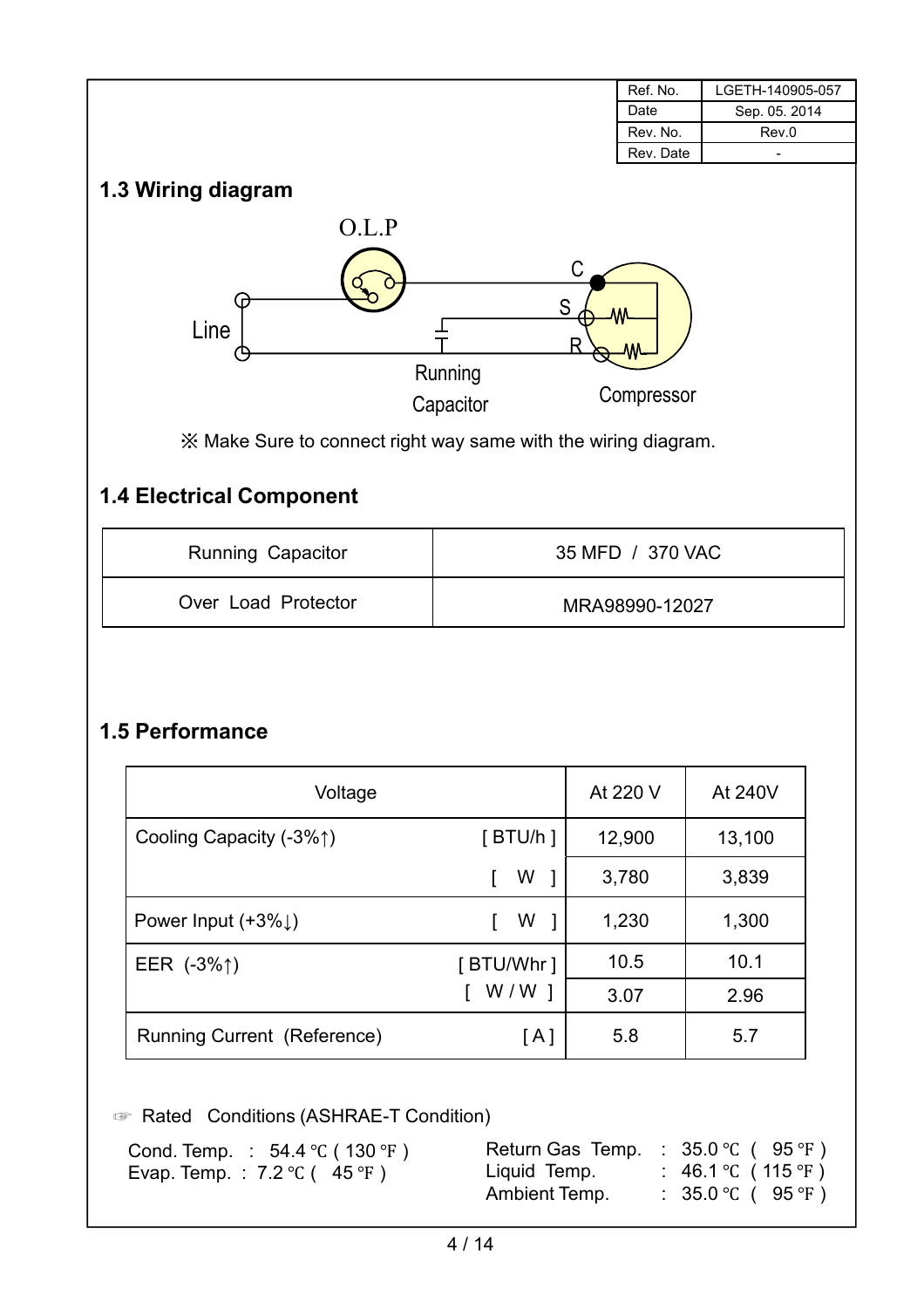| Ref. No. | LGETH-140905-057 |
| --- | --- |
| Date | Sep. 05. 2014 |
| Rev. No. | Rev.0 |
| Rev. Date | - |

## 1.3 Wiring diagram

O.L.P

Line

Running Capacitor

C

S

R

Compressor

※ Make Sure to connect right way same with the wiring diagram.

## 1.4 Electrical Component

| Running Capacitor | 35 MFD / 370 VAC |
| --- | --- |
| Over Load Protector | MRA98990-12027 |

## 1.5 Performance

| Voltage | | At 220 V | At 240V |
| --- | --- | --- | --- |
| Cooling Capacity (-3%↑) | [ BTU/h ] | 12,900 | 13,100 |
| | [ W ] | 3,780 | 3,839 |
| Power Input (+3%↓) | [ W ] | 1,230 | 1,300 |
| EER (-3%↑) | [ BTU/Whr ] | 10.5 | 10.1 |
| | [ W / W ] | 3.07 | 2.96 |
| Running Current (Reference) | [ A ] | 5.8 | 5.7 |

☞ Rated Conditions (ASHRAE-T Condition)

Cond. Temp. : 54.4 ℃ ( 130 ℉ )
Evap. Temp. : 7.2 ℃ ( 45 ℉ )

Return Gas Temp. : 35.0 ℃ ( 95 ℉ )
Liquid Temp. : 46.1 ℃ ( 115 ℉ )
Ambient Temp. : 35.0 ℃ ( 95 ℉ )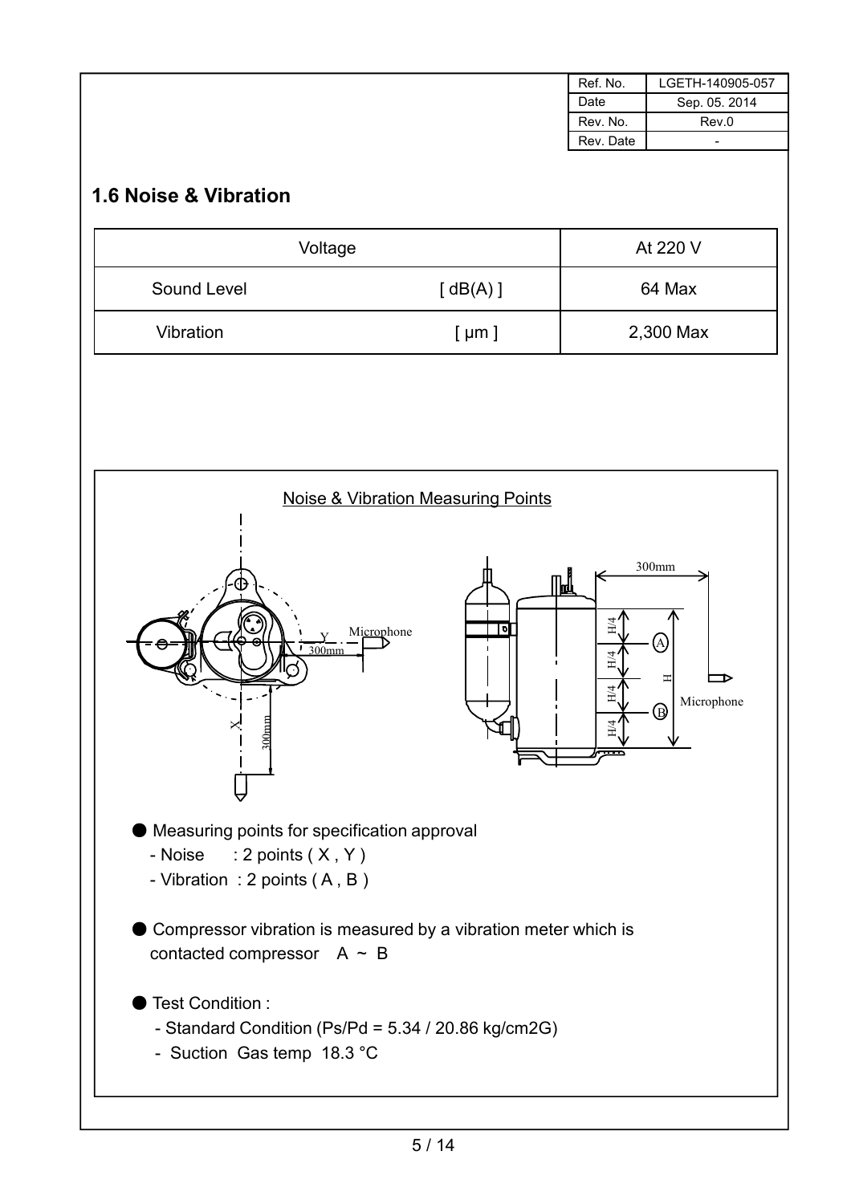| Ref. No. | LGETH-140905-057 |
|---|---|
| Date | Sep. 05. 2014 |
| Rev. No. | Rev.0 |
| Rev. Date | - |

## 1.6 Noise & Vibration

| Voltage | | At 220 V |
|---|---|---|
| Sound Level | [ dB(A) ] | 64 Max |
| Vibration | [ μm ] | 2,300 Max |

Noise & Vibration Measuring Points

- Measuring points for specification approval
  - Noise : 2 points ( X , Y )
  - Vibration : 2 points ( A , B )
- Compressor vibration is measured by a vibration meter which is contacted compressor A ~ B
- Test Condition :
  - Standard Condition (Ps/Pd = 5.34 / 20.86 kg/cm2G)
  - Suction Gas temp 18.3 °C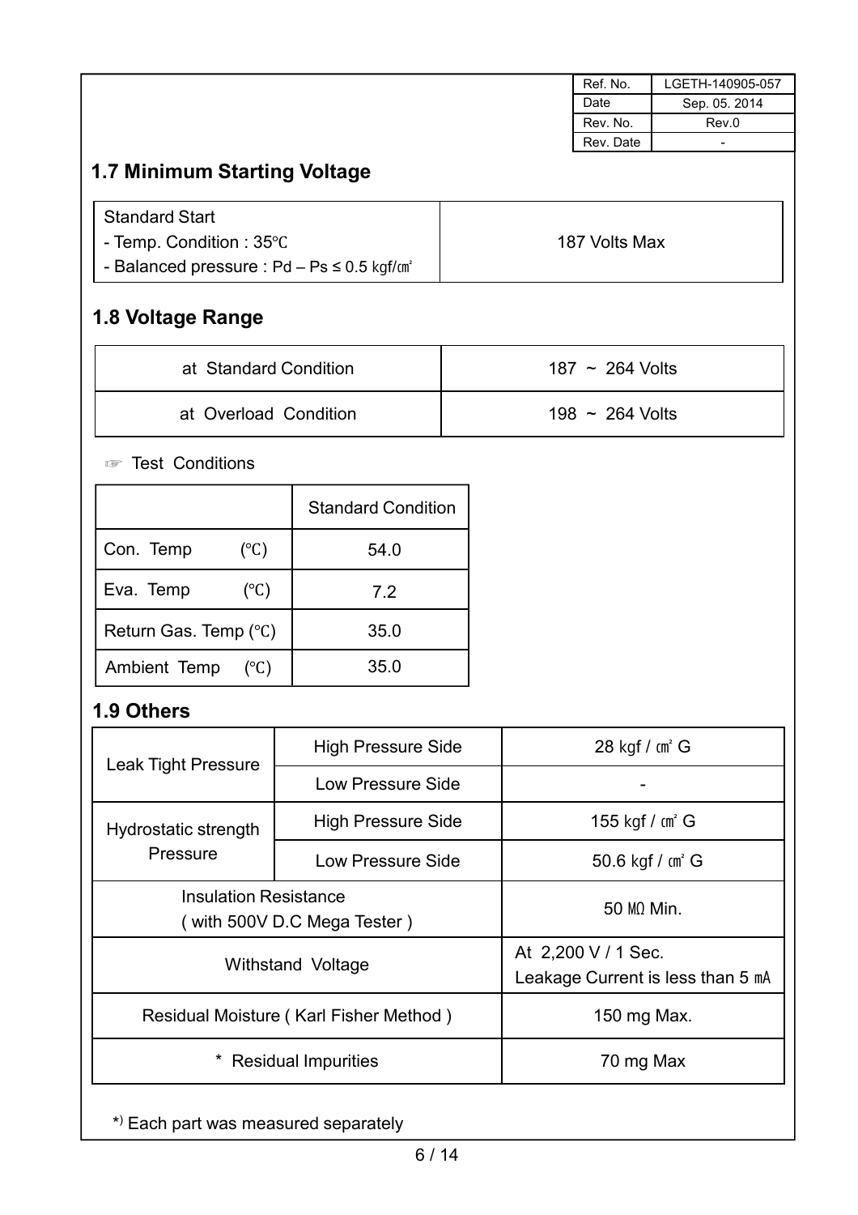| Ref. No. | LGETH-140905-057 |
| --- | --- |
| Date | Sep. 05. 2014 |
| Rev. No. | Rev.0 |
| Rev. Date | - |

## 1.7 Minimum Starting Voltage

| Standard Start<br>- Temp. Condition : 35℃<br>- Balanced pressure : Pd – Ps ≤ 0.5 ㎏f/㎠ | 187 Volts Max |
| --- | --- |

## 1.8 Voltage Range

| at Standard Condition | 187 ~ 264 Volts |
| --- | --- |
| at Overload Condition | 198 ~ 264 Volts |

☞ Test Conditions

| | Standard Condition |
| --- | --- |
| Con. Temp (℃) | 54.0 |
| Eva. Temp (℃) | 7.2 |
| Return Gas. Temp (℃) | 35.0 |
| Ambient Temp (℃) | 35.0 |

## 1.9 Others

| Leak Tight Pressure | High Pressure Side | 28 ㎏f / ㎠ G |
| --- | --- | --- |
| | Low Pressure Side | - |
| Hydrostatic strength Pressure | High Pressure Side | 155 ㎏f / ㎠ G |
| | Low Pressure Side | 50.6 ㎏f / ㎠ G |
| Insulation Resistance ( with 500V D.C Mega Tester ) | | 50 ㏁ Min. |
| Withstand Voltage | | At 2,200 V / 1 Sec.<br>Leakage Current is less than 5 ㎃ |
| Residual Moisture ( Karl Fisher Method ) | | 150 mg Max. |
| * Residual Impurities | | 70 mg Max |

*) Each part was measured separately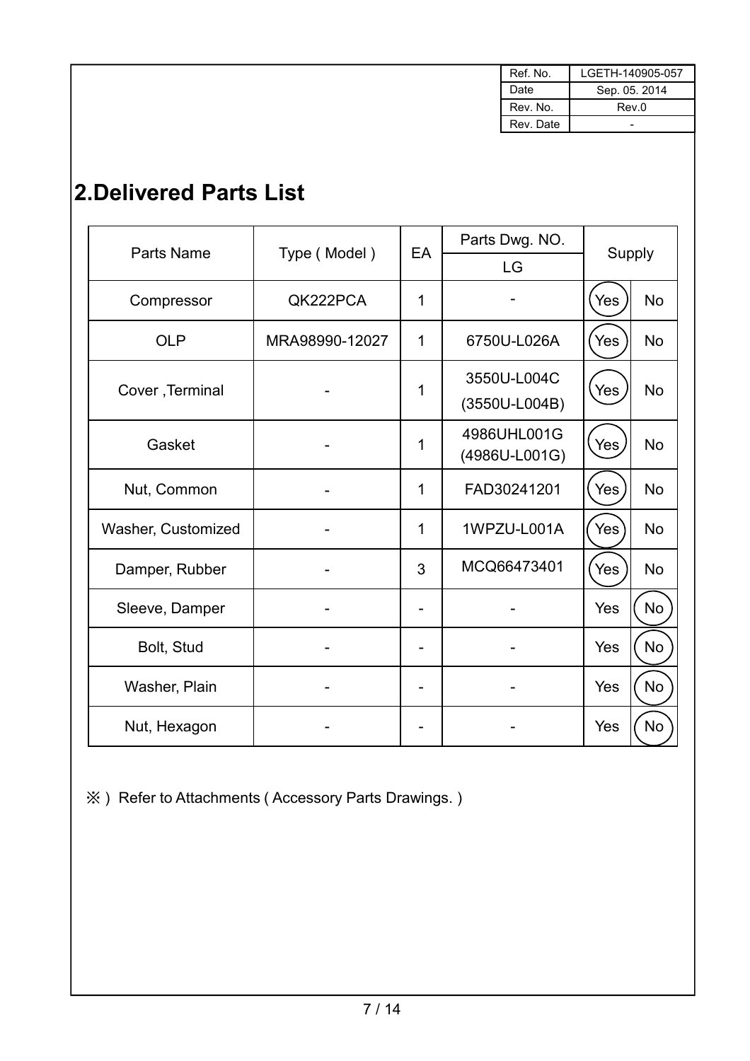| Ref. No. | LGETH-140905-057 |
| --- | --- |
| Date | Sep. 05. 2014 |
| Rev. No. | Rev.0 |
| Rev. Date | - |

# 2.Delivered Parts List

| Parts Name | Type ( Model ) | EA | Parts Dwg. NO. | Supply | |
| --- | --- | --- | --- | --- | --- |
| | | | LG | | |
| Compressor | QK222PCA | 1 | - | (Yes) | No |
| OLP | MRA98990-12027 | 1 | 6750U-L026A | (Yes) | No |
| Cover ,Terminal | - | 1 | 3550U-L004C (3550U-L004B) | (Yes) | No |
| Gasket | - | 1 | 4986UHL001G (4986U-L001G) | (Yes) | No |
| Nut, Common | - | 1 | FAD30241201 | (Yes) | No |
| Washer, Customized | - | 1 | 1WPZU-L001A | (Yes) | No |
| Damper, Rubber | - | 3 | MCQ66473401 | (Yes) | No |
| Sleeve, Damper | - | - | - | Yes | (No) |
| Bolt, Stud | - | - | - | Yes | (No) |
| Washer, Plain | - | - | - | Yes | (No) |
| Nut, Hexagon | - | - | - | Yes | (No) |

※ ) Refer to Attachments ( Accessory Parts Drawings. )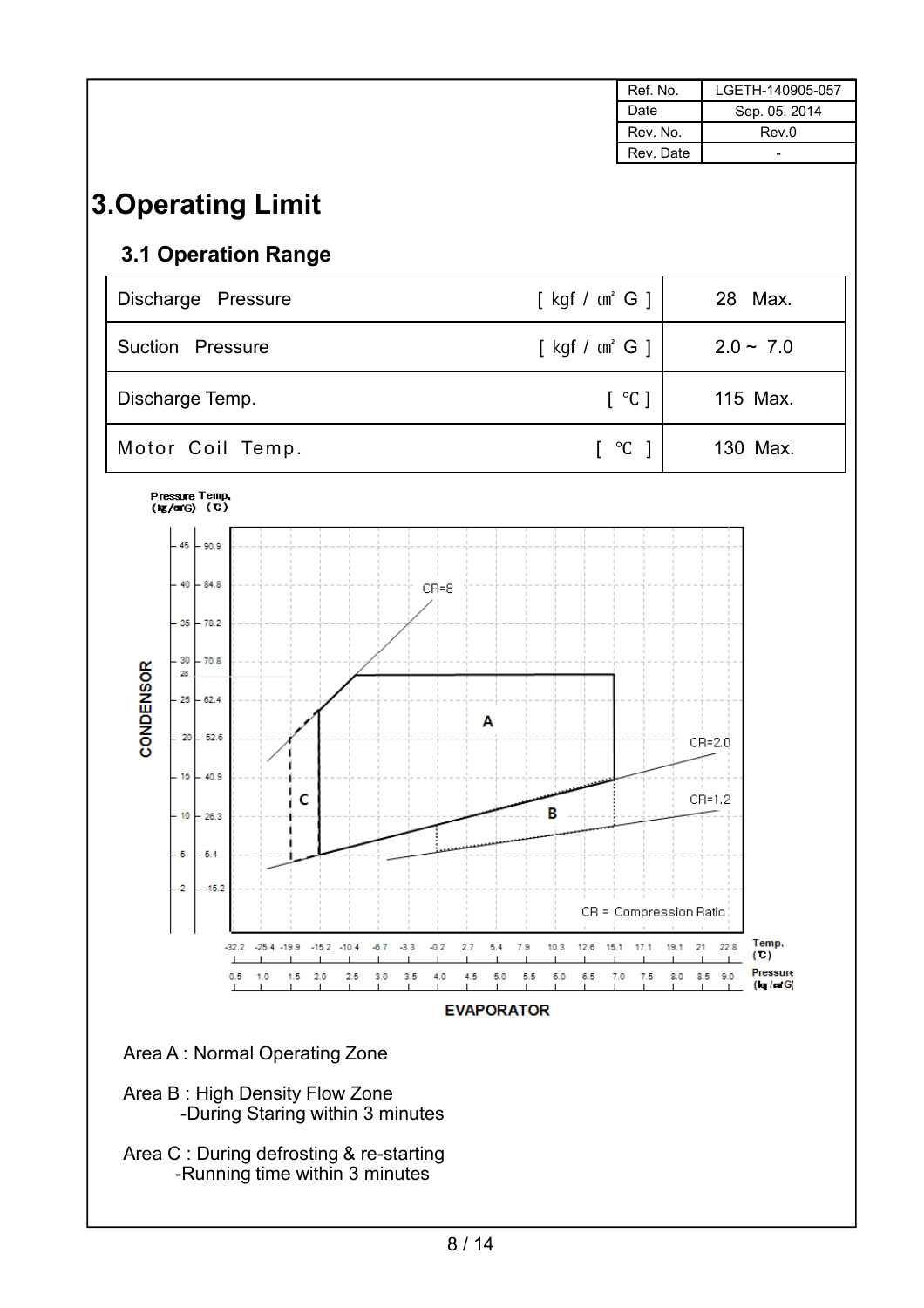| Ref. No. | LGETH-140905-057 |
| --- | --- |
| Date | Sep. 05. 2014 |
| Rev. No. | Rev.0 |
| Rev. Date | - |

# 3.Operating Limit

## 3.1 Operation Range

| Parameter | Unit | Limit |
| --- | --- | --- |
| Discharge Pressure | [ kgf / ㎠ G ] | 28 Max. |
| Suction Pressure | [ kgf / ㎠ G ] | 2.0 ~ 7.0 |
| Discharge Temp. | [ ℃ ] | 115 Max. |
| Motor Coil Temp. | [ ℃ ] | 130 Max. |

Area A : Normal Operating Zone

Area B : High Density Flow Zone
-During Staring within 3 minutes

Area C : During defrosting & re-starting
-Running time within 3 minutes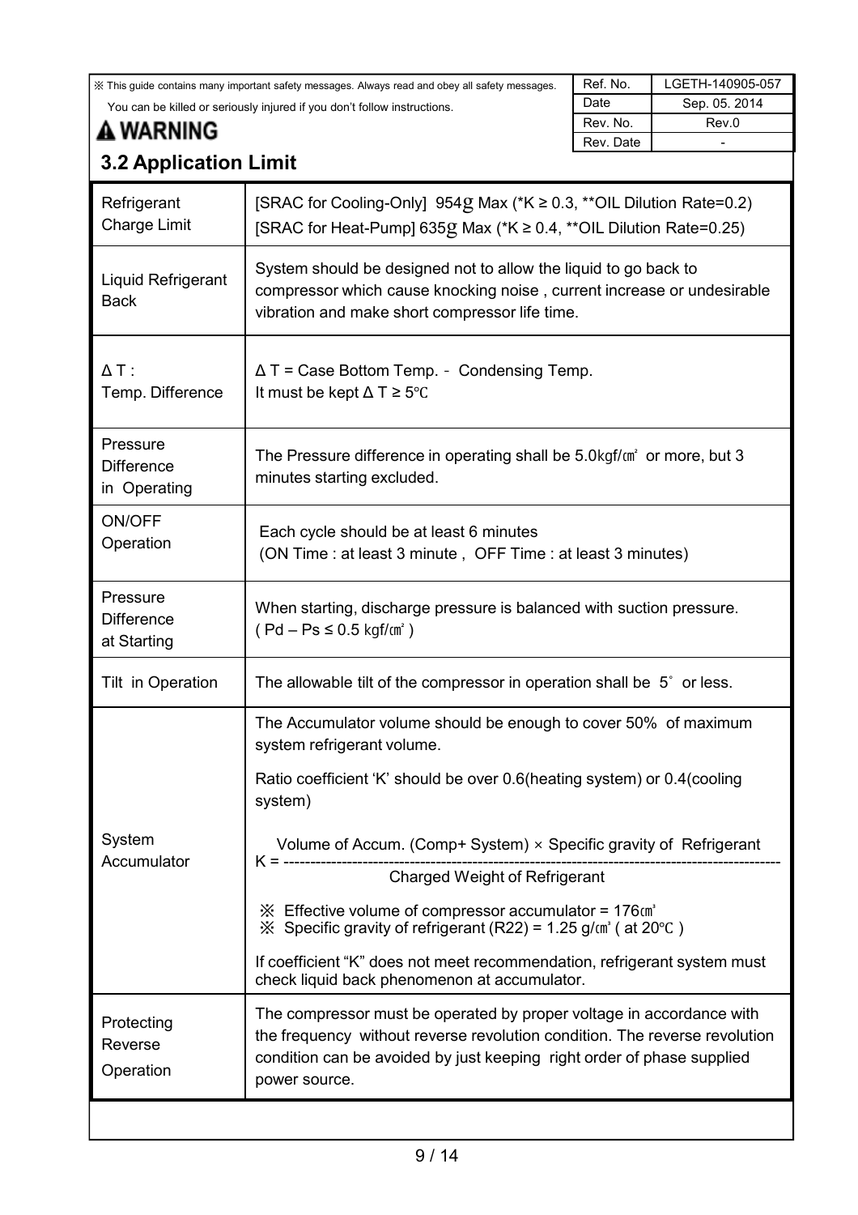※ This guide contains many important safety messages. Always read and obey all safety messages.
You can be killed or seriously injured if you don't follow instructions.

| Ref. No. | LGETH-140905-057 |
| --- | --- |
| Date | Sep. 05. 2014 |
| Rev. No. | Rev.0 |
| Rev. Date | - |

**⚠ WARNING**

## 3.2 Application Limit

| Item | Description |
| --- | --- |
| Refrigerant Charge Limit | [SRAC for Cooling-Only] 954g Max (*K ≥ 0.3, **OIL Dilution Rate=0.2)<br>[SRAC for Heat-Pump] 635g Max (*K ≥ 0.4, **OIL Dilution Rate=0.25) |
| Liquid Refrigerant Back | System should be designed not to allow the liquid to go back to compressor which cause knocking noise , current increase or undesirable vibration and make short compressor life time. |
| Δ T : Temp. Difference | Δ T = Case Bottom Temp. - Condensing Temp.<br>It must be kept Δ T ≥ 5℃ |
| Pressure Difference in Operating | The Pressure difference in operating shall be 5.0㎏f/㎠ or more, but 3 minutes starting excluded. |
| ON/OFF Operation | Each cycle should be at least 6 minutes<br>(ON Time : at least 3 minute , OFF Time : at least 3 minutes) |
| Pressure Difference at Starting | When starting, discharge pressure is balanced with suction pressure.<br>( Pd – Ps ≤ 0.5 ㎏f/㎠ ) |
| Tilt in Operation | The allowable tilt of the compressor in operation shall be 5˚ or less. |
| System Accumulator | The Accumulator volume should be enough to cover 50% of maximum system refrigerant volume.<br>Ratio coefficient 'K' should be over 0.6(heating system) or 0.4(cooling system)<br>$K = \frac{\text{Volume of Accum. (Comp+ System)} \times \text{Specific gravity of Refrigerant}}{\text{Charged Weight of Refrigerant}}$<br>※ Effective volume of compressor accumulator = 176㎤<br>※ Specific gravity of refrigerant (R22) = 1.25 g/㎤ ( at 20℃ )<br>If coefficient "K" does not meet recommendation, refrigerant system must check liquid back phenomenon at accumulator. |
| Protecting Reverse Operation | The compressor must be operated by proper voltage in accordance with the frequency without reverse revolution condition. The reverse revolution condition can be avoided by just keeping right order of phase supplied power source. |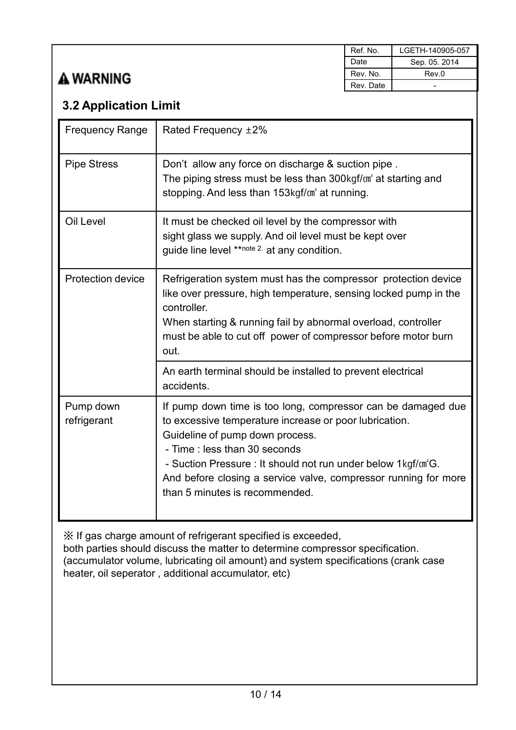**⚠ WARNING**

| Ref. No. | LGETH-140905-057 |
|---|---|
| Date | Sep. 05. 2014 |
| Rev. No. | Rev.0 |
| Rev. Date | - |

## 3.2 Application Limit

| | |
|---|---|
| Frequency Range | Rated Frequency ±2% |
| Pipe Stress | Don't allow any force on discharge & suction pipe . The piping stress must be less than 300㎏f/㎠ at starting and stopping. And less than 153㎏f/㎠ at running. |
| Oil Level | It must be checked oil level by the compressor with sight glass we supply. And oil level must be kept over guide line level **note 2. at any condition. |
| Protection device | Refrigeration system must has the compressor protection device like over pressure, high temperature, sensing locked pump in the controller. When starting & running fail by abnormal overload, controller must be able to cut off power of compressor before motor burn out. |
| | An earth terminal should be installed to prevent electrical accidents. |
| Pump down refrigerant | If pump down time is too long, compressor can be damaged due to excessive temperature increase or poor lubrication. Guideline of pump down process. - Time : less than 30 seconds - Suction Pressure : It should not run under below 1㎏f/㎠G. And before closing a service valve, compressor running for more than 5 minutes is recommended. |

※ If gas charge amount of refrigerant specified is exceeded, both parties should discuss the matter to determine compressor specification. (accumulator volume, lubricating oil amount) and system specifications (crank case heater, oil seperator , additional accumulator, etc)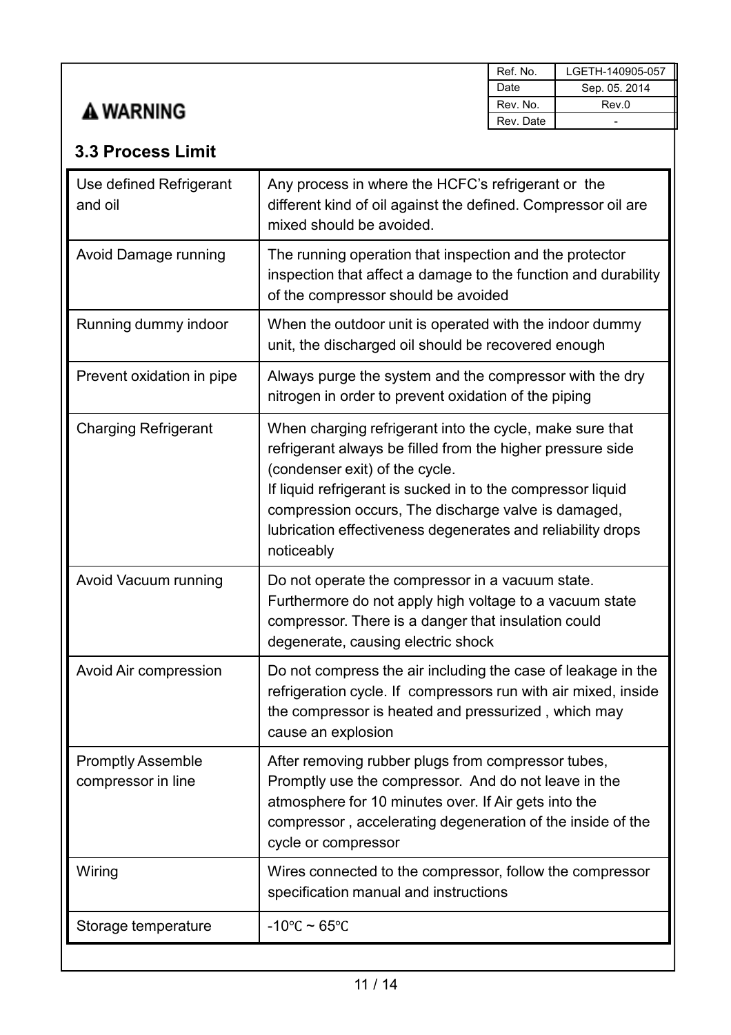| Ref. No. | LGETH-140905-057 |
|---|---|
| Date | Sep. 05. 2014 |
| Rev. No. | Rev.0 |
| Rev. Date | - |

**⚠ WARNING**

### 3.3 Process Limit

| | |
|---|---|
| Use defined Refrigerant and oil | Any process in where the HCFC's refrigerant or the different kind of oil against the defined. Compressor oil are mixed should be avoided. |
| Avoid Damage running | The running operation that inspection and the protector inspection that affect a damage to the function and durability of the compressor should be avoided |
| Running dummy indoor | When the outdoor unit is operated with the indoor dummy unit, the discharged oil should be recovered enough |
| Prevent oxidation in pipe | Always purge the system and the compressor with the dry nitrogen in order to prevent oxidation of the piping |
| Charging Refrigerant | When charging refrigerant into the cycle, make sure that refrigerant always be filled from the higher pressure side (condenser exit) of the cycle.<br>If liquid refrigerant is sucked in to the compressor liquid compression occurs, The discharge valve is damaged, lubrication effectiveness degenerates and reliability drops noticeably |
| Avoid Vacuum running | Do not operate the compressor in a vacuum state. Furthermore do not apply high voltage to a vacuum state compressor. There is a danger that insulation could degenerate, causing electric shock |
| Avoid Air compression | Do not compress the air including the case of leakage in the refrigeration cycle. If compressors run with air mixed, inside the compressor is heated and pressurized , which may cause an explosion |
| Promptly Assemble compressor in line | After removing rubber plugs from compressor tubes, Promptly use the compressor. And do not leave in the atmosphere for 10 minutes over. If Air gets into the compressor , accelerating degeneration of the inside of the cycle or compressor |
| Wiring | Wires connected to the compressor, follow the compressor specification manual and instructions |
| Storage temperature | -10℃ ~ 65℃ |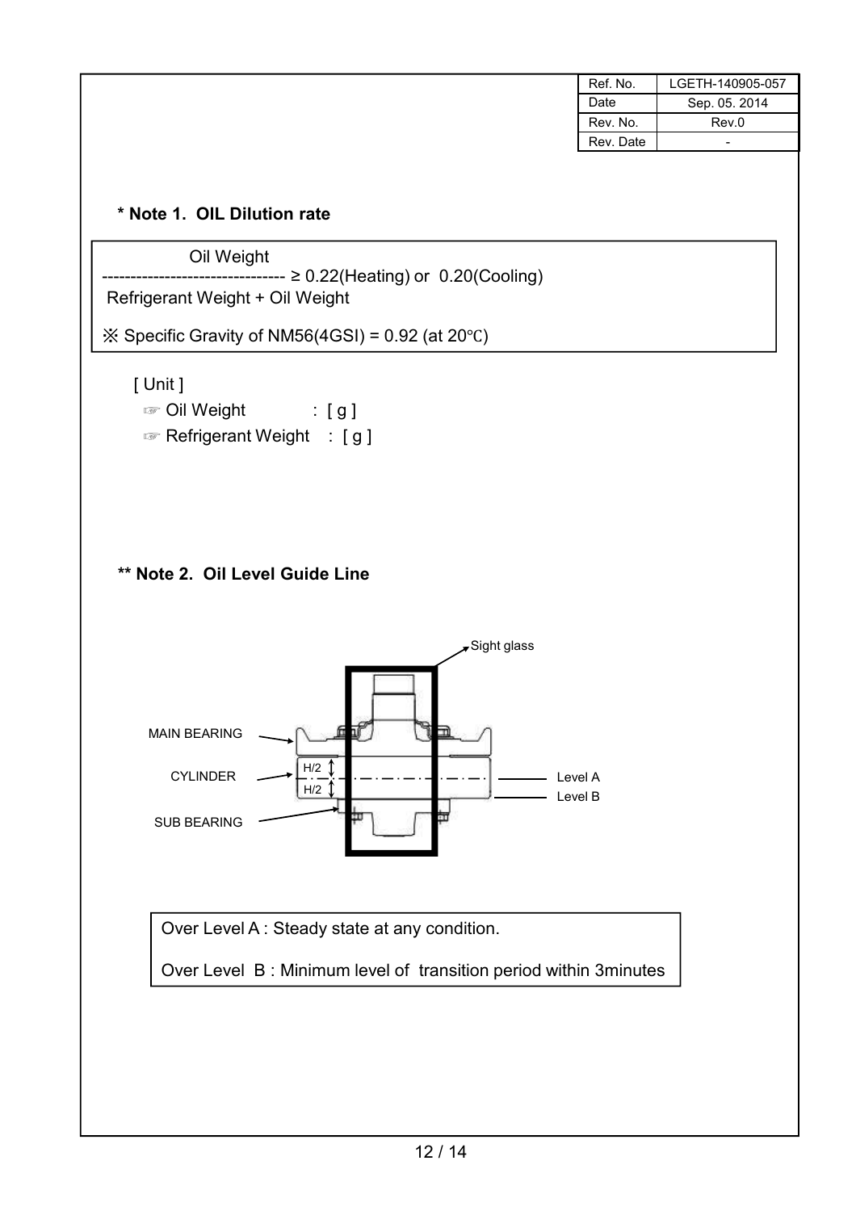| Ref. No. | LGETH-140905-057 |
| --- | --- |
| Date | Sep. 05. 2014 |
| Rev. No. | Rev.0 |
| Rev. Date | - |

**\* Note 1. OIL Dilution rate**

$$\frac{\text{Oil Weight}}{\text{Refrigerant Weight + Oil Weight}} \geq 0.22\text{(Heating) or } 0.20\text{(Cooling)}$$

※ Specific Gravity of NM56(4GSI) = 0.92 (at 20℃)

[ Unit ]

- ☞ Oil Weight : [ g ]
- ☞ Refrigerant Weight : [ g ]

**\*\* Note 2. Oil Level Guide Line**

Sight glass

MAIN BEARING

CYLINDER

SUB BEARING

H/2

H/2

Level A

Level B

Over Level A : Steady state at any condition.

Over Level B : Minimum level of transition period within 3minutes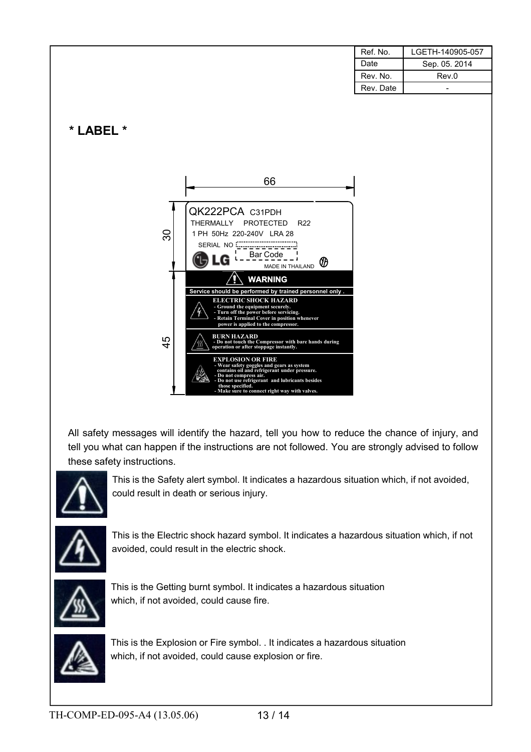| Ref. No. | LGETH-140905-057 |
| --- | --- |
| Date | Sep. 05. 2014 |
| Rev. No. | Rev.0 |
| Rev. Date | - |

**\* LABEL \***

66

30

QK222PCA C31PDH

THERMALLY PROTECTED R22

1 PH 50Hz 220-240V LRA 28

SERIAL NO

LG Bar Code

MADE IN THAILAND

45

**WARNING**

**Service should be performed by trained personnel only .**

**ELECTRIC SHOCK HAZARD**
- Ground the equipment securely.
- Turn off the power before servicing.
- Retain Terminal Cover in position whenever power is applied to the compressor.

**BURN HAZARD**
- Do not touch the Compressor with bare hands during operation or after stoppage instantly.

**EXPLOSION OR FIRE**
- Wear safety goggles and gears as system contains oil and refrigerant under pressure.
- Do not compress air.
- Do not use refrigerant and lubricants besides those specified.
- Make sure to connect right way with valves.

All safety messages will identify the hazard, tell you how to reduce the chance of injury, and tell you what can happen if the instructions are not followed. You are strongly advised to follow these safety instructions.

This is the Safety alert symbol. It indicates a hazardous situation which, if not avoided, could result in death or serious injury.

This is the Electric shock hazard symbol. It indicates a hazardous situation which, if not avoided, could result in the electric shock.

This is the Getting burnt symbol. It indicates a hazardous situation which, if not avoided, could cause fire.

This is the Explosion or Fire symbol. . It indicates a hazardous situation which, if not avoided, could cause explosion or fire.

TH-COMP-ED-095-A4 (13.05.06)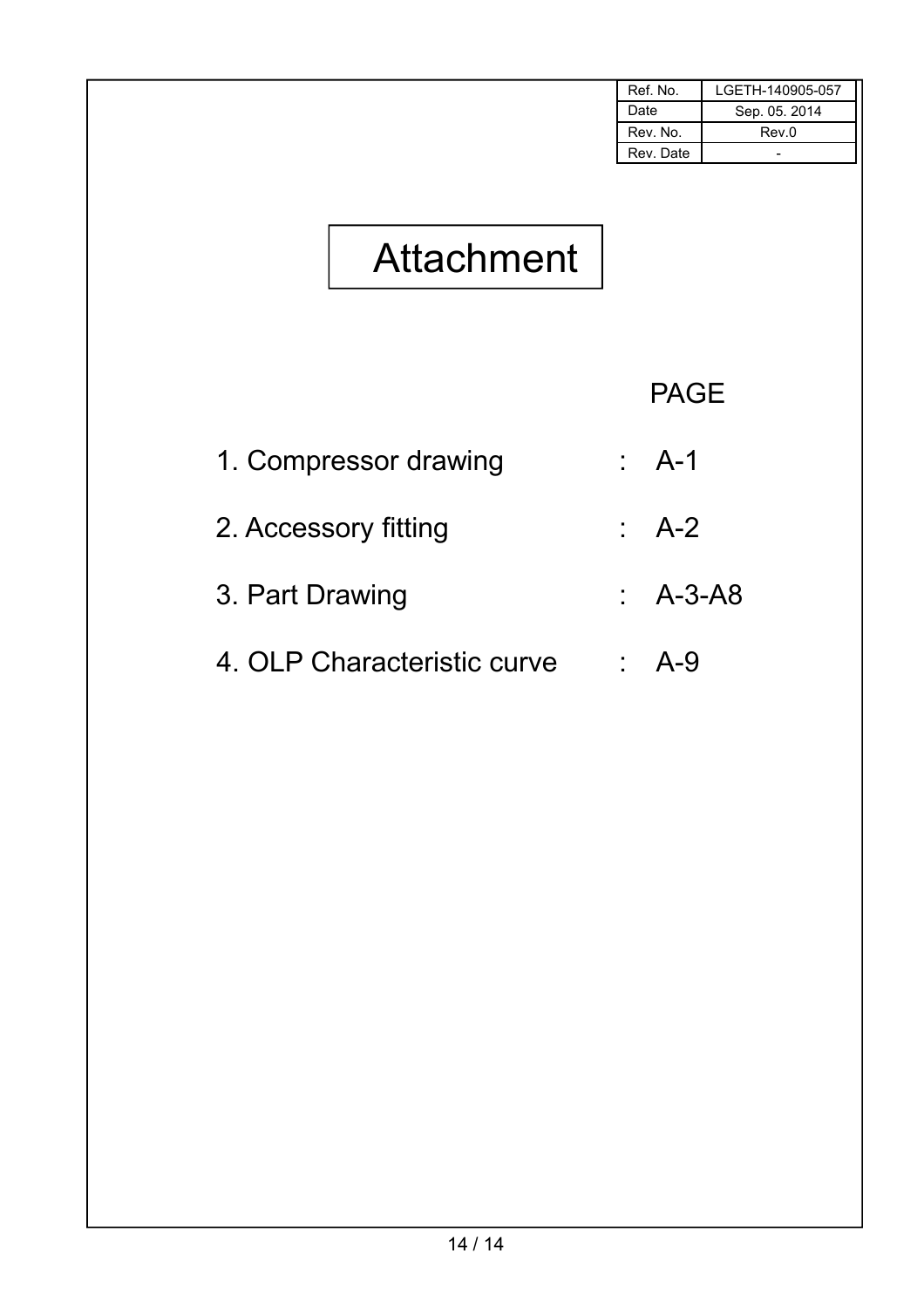| Ref. No. | LGETH-140905-057 |
| --- | --- |
| Date | Sep. 05. 2014 |
| Rev. No. | Rev.0 |
| Rev. Date | - |

# Attachment

| | | PAGE |
| --- | --- | --- |
| 1. Compressor drawing | : | A-1 |
| 2. Accessory fitting | : | A-2 |
| 3. Part Drawing | : | A-3-A8 |
| 4. OLP Characteristic curve | : | A-9 |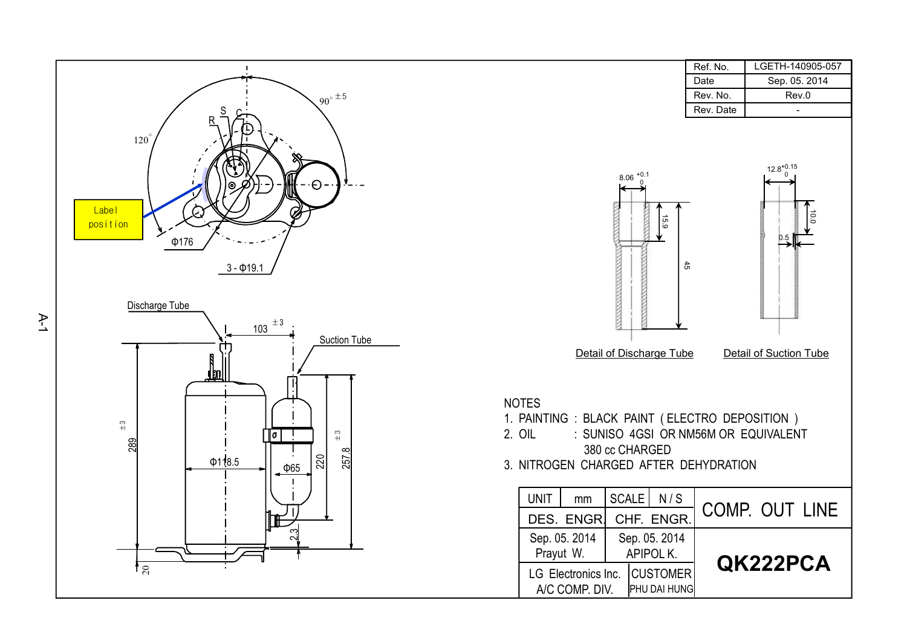| Ref. No. | LGETH-140905-057 |
| --- | --- |
| Date | Sep. 05. 2014 |
| Rev. No. | Rev.0 |
| Rev. Date | - |

Label position

R S C

120°

90° ±5

Φ176

3 - Φ19.1

Discharge Tube

103 ±3

Suction Tube

289 ±3

Φ118.5

Φ65

220

257.8 ±3

2.3

20

8.06 +0.1/0

15.9

45

12.8 +0.15/0

10.0

0.5

Detail of Discharge Tube

Detail of Suction Tube

NOTES

1. PAINTING : BLACK PAINT ( ELECTRO DEPOSITION )
2. OIL : SUNISO 4GSI OR NM56M OR EQUIVALENT
   380 cc CHARGED
3. NITROGEN CHARGED AFTER DEHYDRATION

| UNIT | mm | SCALE | N / S | COMP. OUT LINE |
| --- | --- | --- | --- | --- |
| DES. ENGR. | | CHF. ENGR. | | |
| Sep. 05. 2014 Prayut W. | | Sep. 05. 2014 APIPOL K. | | QK222PCA |
| LG Electronics Inc. A/C COMP. DIV. | | CUSTOMER PHU DAI HUNG | | |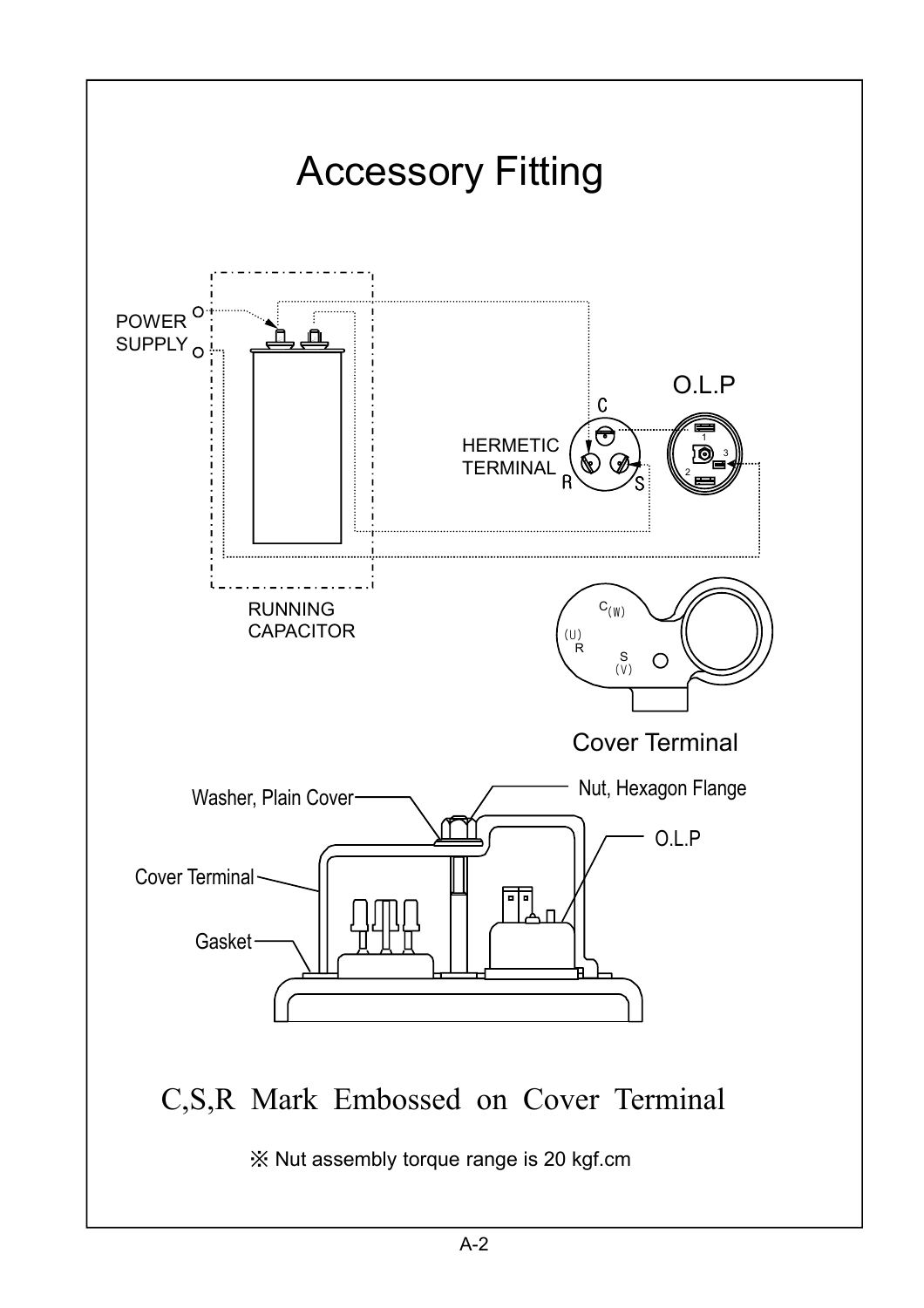# Accessory Fitting

POWER SUPPLY

RUNNING CAPACITOR

HERMETIC TERMINAL

C

R

S

O.L.P

1

2

3

C(W)

(U) R

S (V)

Cover Terminal

Washer, Plain Cover

Nut, Hexagon Flange

O.L.P

Cover Terminal

Gasket

C,S,R Mark Embossed on Cover Terminal

※ Nut assembly torque range is 20 kgf.cm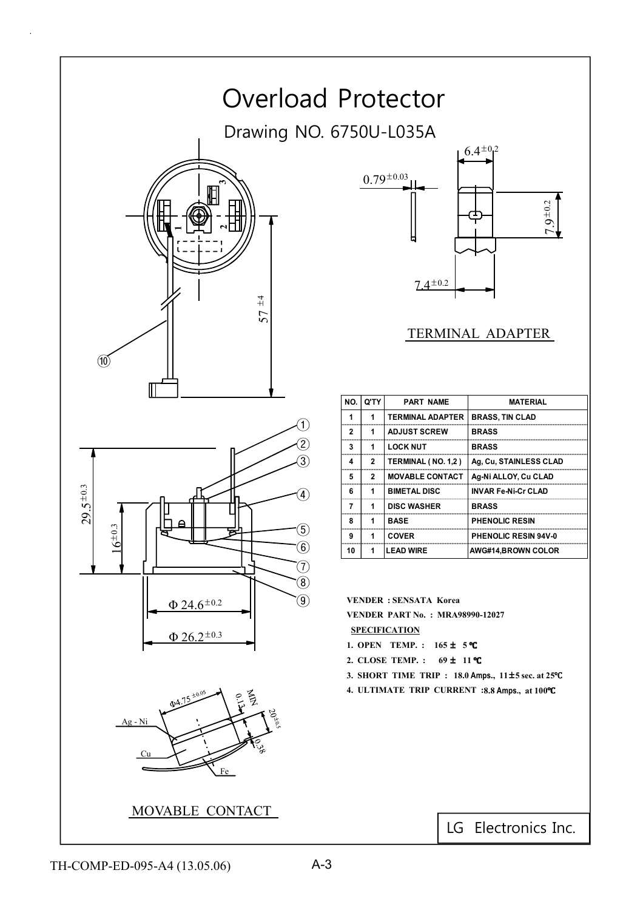# Overload Protector

## Drawing NO. 6750U-L035A

TERMINAL ADAPTER

| NO. | Q'TY | PART NAME | MATERIAL |
|---|---|---|---|
| 1 | 1 | TERMINAL ADAPTER | BRASS, TIN CLAD |
| 2 | 1 | ADJUST SCREW | BRASS |
| 3 | 1 | LOCK NUT | BRASS |
| 4 | 2 | TERMINAL ( NO. 1,2 ) | Ag, Cu, STAINLESS CLAD |
| 5 | 2 | MOVABLE CONTACT | Ag-Ni ALLOY, Cu CLAD |
| 6 | 1 | BIMETAL DISC | INVAR Fe-Ni-Cr CLAD |
| 7 | 1 | DISC WASHER | BRASS |
| 8 | 1 | BASE | PHENOLIC RESIN |
| 9 | 1 | COVER | PHENOLIC RESIN 94V-0 |
| 10 | 1 | LEAD WIRE | AWG#14,BROWN COLOR |

**VENDER : SENSATA Korea**

**VENDER PART No. : MRA98990-12027**

**SPECIFICATION**

1. **OPEN TEMP. : 165 ± 5℃**
2. **CLOSE TEMP. : 69 ± 11℃**
3. **SHORT TIME TRIP : 18.0 Amps., 11±5 sec. at 25℃**
4. **ULTIMATE TRIP CURRENT : 8.8 Amps., at 100℃**

MOVABLE CONTACT

LG Electronics Inc.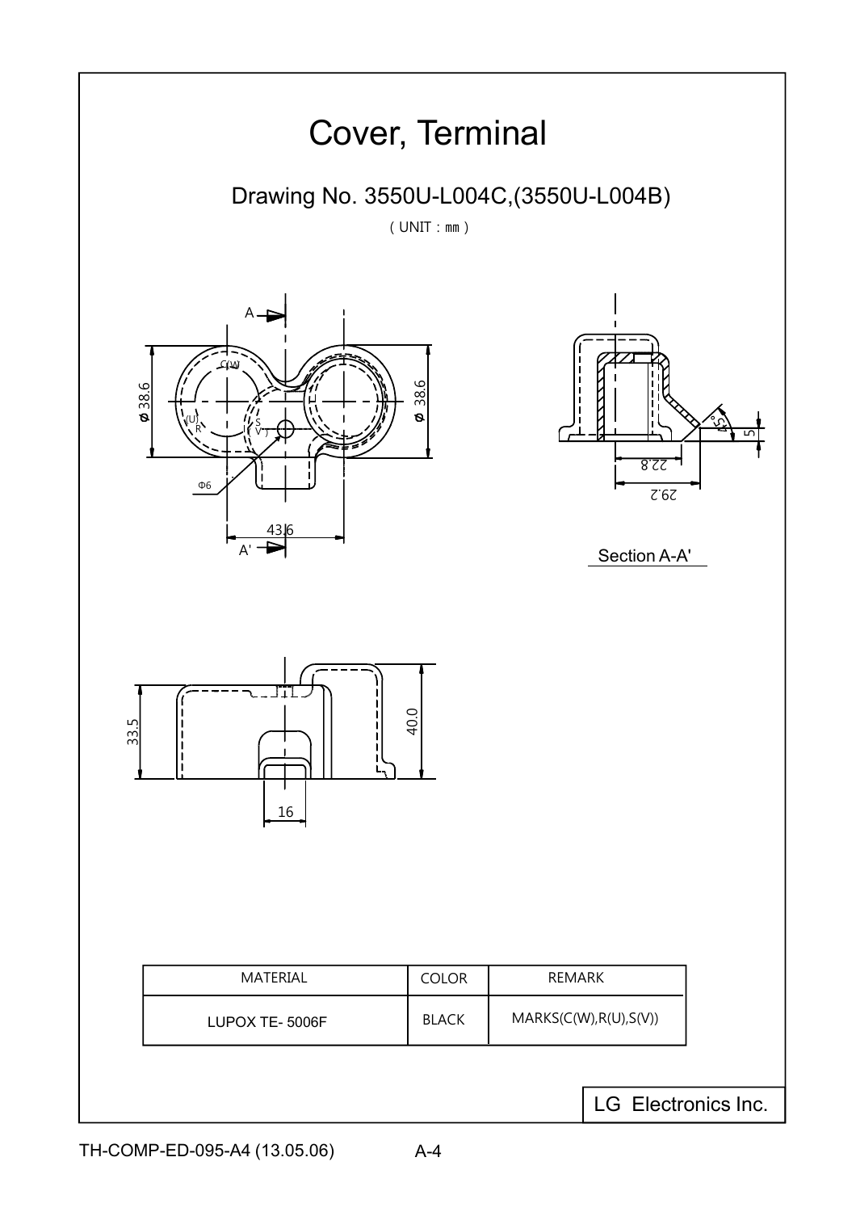# Cover, Terminal

## Drawing No. 3550U-L004C,(3550U-L004B)

( UNIT : mm )

A

C(W)

ø 38.6

ø 38.6

(U) R

S (V)

Φ6

43.6

A'

22.8

29.2

45°

5

Section A-A'

33.5

40.0

16

| MATERIAL | COLOR | REMARK |
|---|---|---|
| LUPOX TE- 5006F | BLACK | MARKS(C(W),R(U),S(V)) |

LG Electronics Inc.

TH-COMP-ED-095-A4 (13.05.06)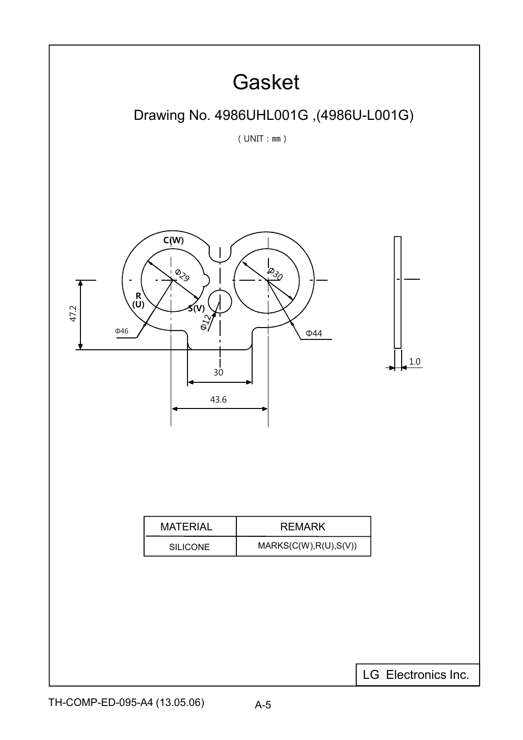# Gasket

## Drawing No. 4986UHL001G ,(4986U-L001G)

( UNIT : mm )

C(W)

Φ29

Φ30

R (U)

S(V)

Φ12

47.2

Φ46

Φ44

30

43.6

1.0

| MATERIAL | REMARK |
|---|---|
| SILICONE | MARKS(C(W),R(U),S(V)) |

LG Electronics Inc.

TH-COMP-ED-095-A4 (13.05.06)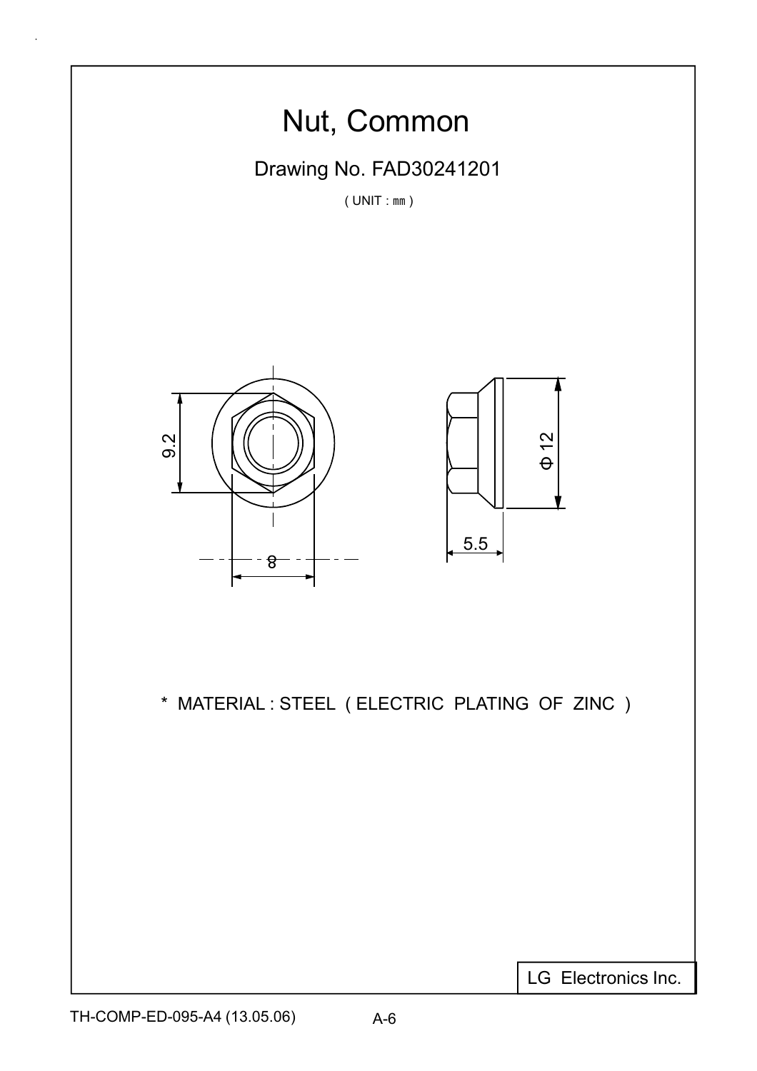# Nut, Common

## Drawing No. FAD30241201

( UNIT : ㎜ )

9.2

8

Φ 12

5.5

\* MATERIAL : STEEL ( ELECTRIC PLATING OF ZINC )

LG Electronics Inc.

TH-COMP-ED-095-A4 (13.05.06)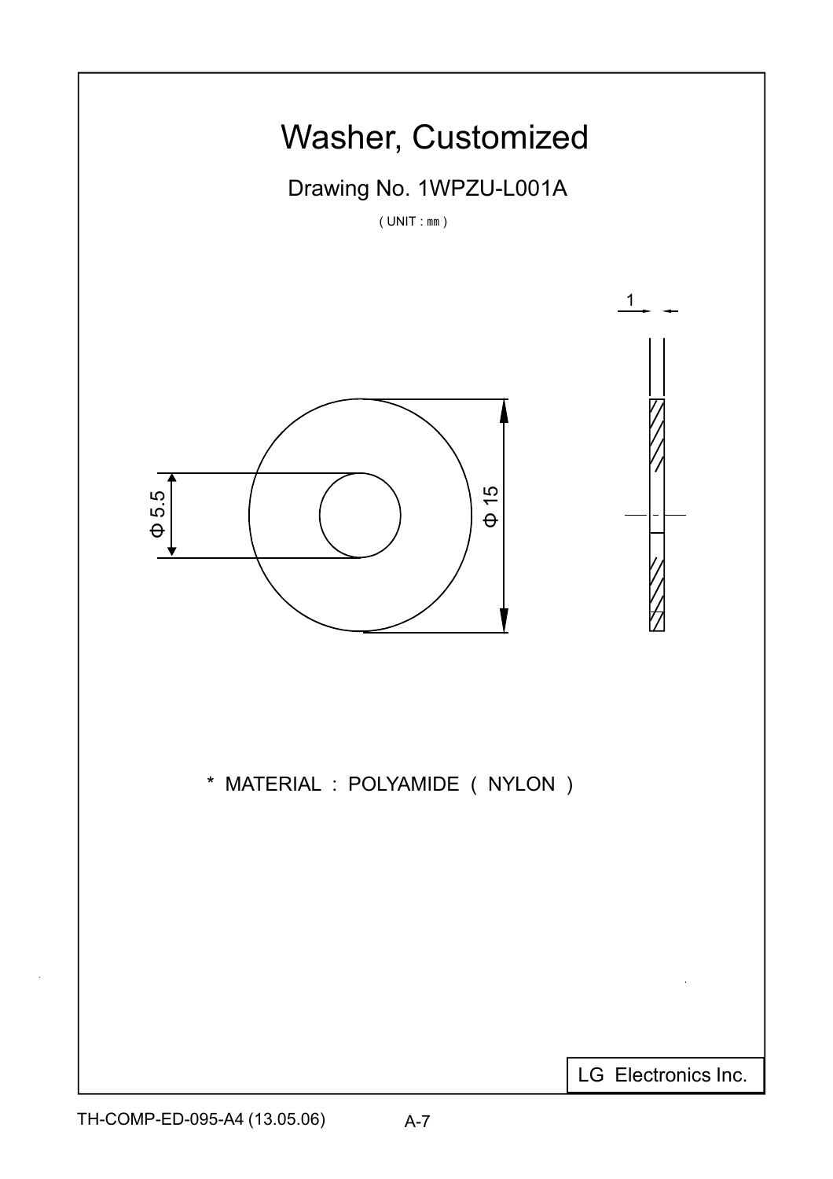# Washer, Customized

## Drawing No. 1WPZU-L001A

( UNIT : ㎜ )

1

Φ 5.5

Φ 15

\* MATERIAL : POLYAMIDE ( NYLON )

LG Electronics Inc.

TH-COMP-ED-095-A4 (13.05.06)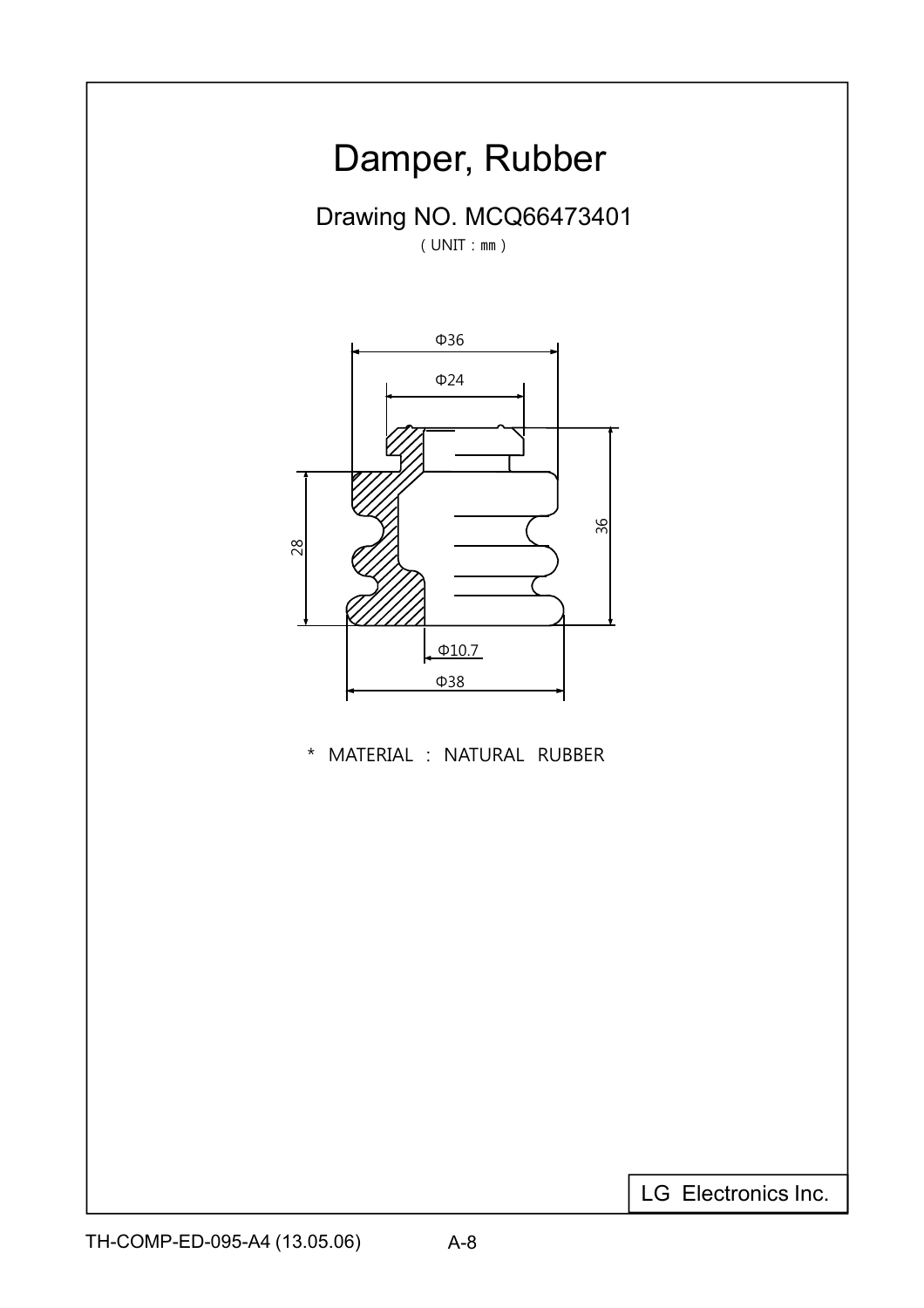# Damper, Rubber

## Drawing NO. MCQ66473401

( UNIT : mm )

Φ36

Φ24

28

36

Φ10.7

Φ38

\* MATERIAL : NATURAL RUBBER

LG Electronics Inc.

TH-COMP-ED-095-A4 (13.05.06)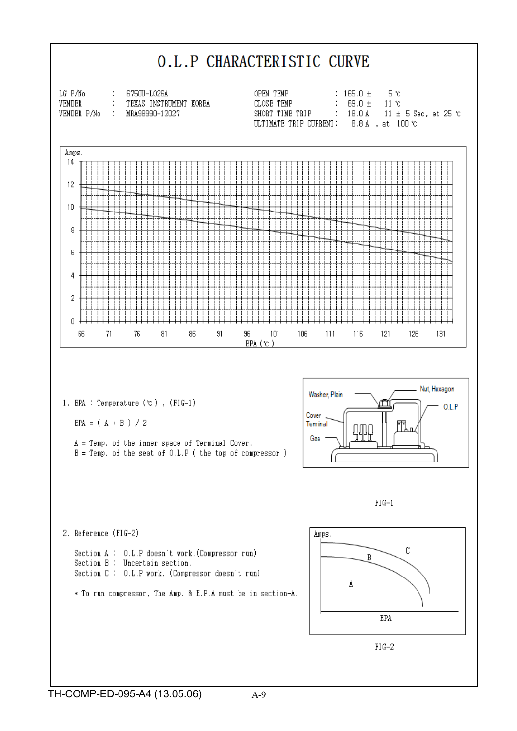# O.L.P CHARACTERISTIC CURVE

LG P/No : 6750U-L026A
VENDER : TEXAS INSTRUMENT KOREA
VENDER P/No : MRA98990-12027

OPEN TEMP : 165.0 ± 5 ℃
CLOSE TEMP : 69.0 ± 11 ℃
SHORT TIME TRIP : 18.0 A 11 ± 5 Sec, at 25 ℃
ULTIMATE TRIP CURRENT : 8.8 A , at 100 ℃

Amps.
14
12
10
8
6
4
2
0
66 71 76 81 86 91 96 101 106 111 116 121 126 131
EPA (℃)

1. EPA : Temperature (℃) , (FIG-1)

   EPA = ( A + B ) / 2

   A = Temp. of the inner space of Terminal Cover.
   B = Temp. of the seat of O.L.P ( the top of compressor )

Washer, Plain
Nut, Hexagon
O.L.P
Cover Terminal
Gas

FIG-1

2. Reference (FIG-2)

   Section A : O.L.P doesn't work.(Compressor run)
   Section B : Uncertain section.
   Section C : O.L.P work. (Compressor doesn't run)

   * To run compressor, The Amp. & E.P.A must be in section-A.

Amps.
A
B
C
EPA

FIG-2